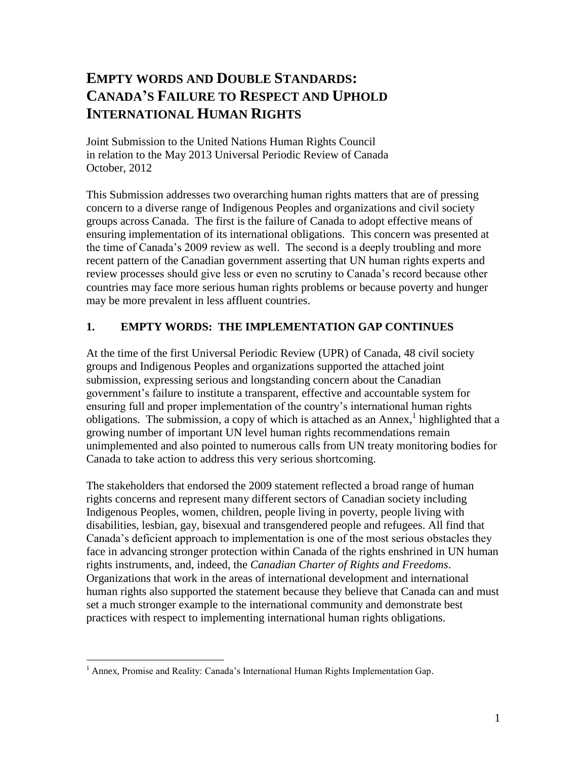# EMPTY WORDS AND DOUBLE STANDARDS: CANADA'S FAILURE TO RESPECT AND UPHOLD INTERNATIONAL HUMAN RIGHTS

Joint Submission to the United Nations Human Rights Council
in relation to the May 2013 Universal Periodic Review of Canada
October, 2012

This Submission addresses two overarching human rights matters that are of pressing concern to a diverse range of Indigenous Peoples and organizations and civil society groups across Canada. The first is the failure of Canada to adopt effective means of ensuring implementation of its international obligations. This concern was presented at the time of Canada's 2009 review as well. The second is a deeply troubling and more recent pattern of the Canadian government asserting that UN human rights experts and review processes should give less or even no scrutiny to Canada's record because other countries may face more serious human rights problems or because poverty and hunger may be more prevalent in less affluent countries.

## 1. EMPTY WORDS: THE IMPLEMENTATION GAP CONTINUES

At the time of the first Universal Periodic Review (UPR) of Canada, 48 civil society groups and Indigenous Peoples and organizations supported the attached joint submission, expressing serious and longstanding concern about the Canadian government's failure to institute a transparent, effective and accountable system for ensuring full and proper implementation of the country's international human rights obligations. The submission, a copy of which is attached as an Annex,[1] highlighted that a growing number of important UN level human rights recommendations remain unimplemented and also pointed to numerous calls from UN treaty monitoring bodies for Canada to take action to address this very serious shortcoming.

The stakeholders that endorsed the 2009 statement reflected a broad range of human rights concerns and represent many different sectors of Canadian society including Indigenous Peoples, women, children, people living in poverty, people living with disabilities, lesbian, gay, bisexual and transgendered people and refugees. All find that Canada's deficient approach to implementation is one of the most serious obstacles they face in advancing stronger protection within Canada of the rights enshrined in UN human rights instruments, and, indeed, the *Canadian Charter of Rights and Freedoms*. Organizations that work in the areas of international development and international human rights also supported the statement because they believe that Canada can and must set a much stronger example to the international community and demonstrate best practices with respect to implementing international human rights obligations.

---

[1] Annex, Promise and Reality: Canada's International Human Rights Implementation Gap.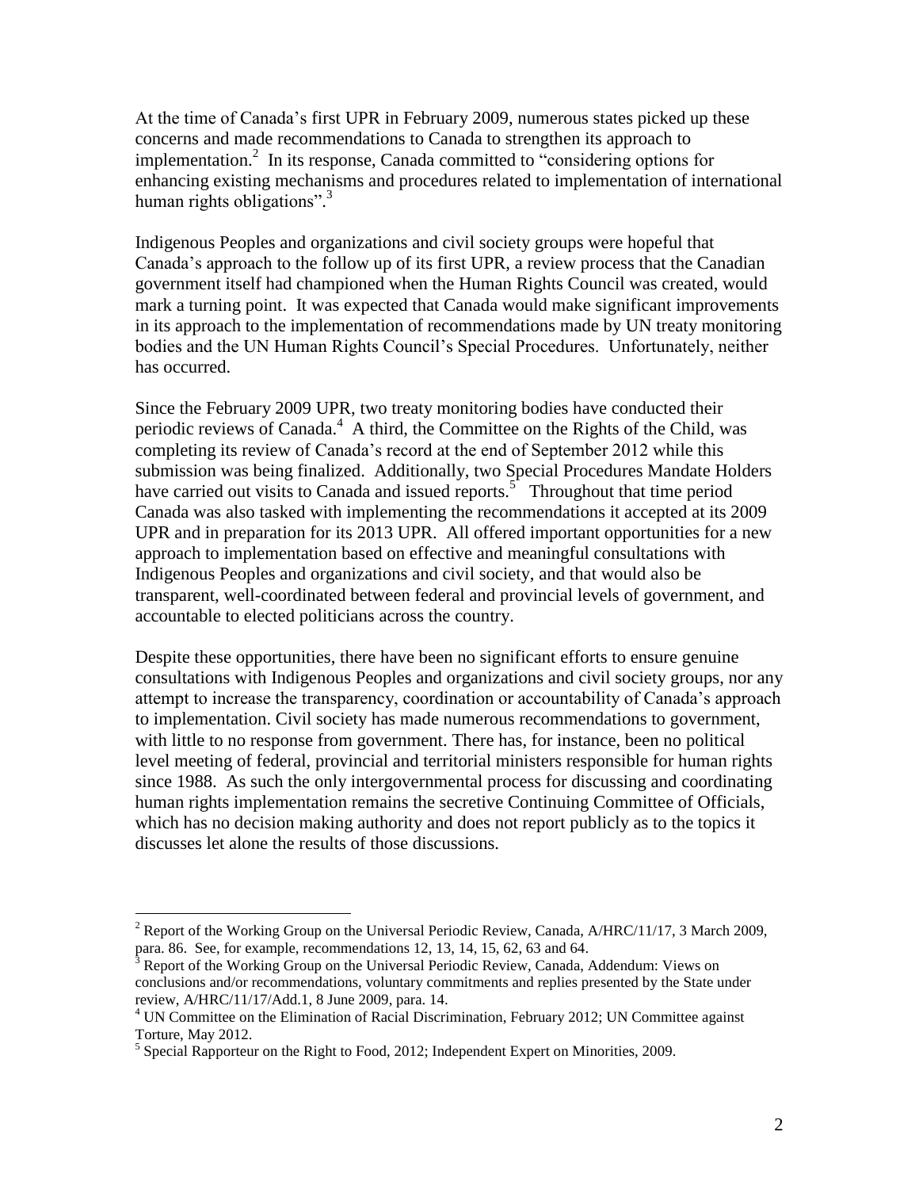At the time of Canada's first UPR in February 2009, numerous states picked up these concerns and made recommendations to Canada to strengthen its approach to implementation.[2] In its response, Canada committed to "considering options for enhancing existing mechanisms and procedures related to implementation of international human rights obligations".[3]

Indigenous Peoples and organizations and civil society groups were hopeful that Canada's approach to the follow up of its first UPR, a review process that the Canadian government itself had championed when the Human Rights Council was created, would mark a turning point. It was expected that Canada would make significant improvements in its approach to the implementation of recommendations made by UN treaty monitoring bodies and the UN Human Rights Council's Special Procedures. Unfortunately, neither has occurred.

Since the February 2009 UPR, two treaty monitoring bodies have conducted their periodic reviews of Canada.[4] A third, the Committee on the Rights of the Child, was completing its review of Canada's record at the end of September 2012 while this submission was being finalized. Additionally, two Special Procedures Mandate Holders have carried out visits to Canada and issued reports.[5] Throughout that time period Canada was also tasked with implementing the recommendations it accepted at its 2009 UPR and in preparation for its 2013 UPR. All offered important opportunities for a new approach to implementation based on effective and meaningful consultations with Indigenous Peoples and organizations and civil society, and that would also be transparent, well-coordinated between federal and provincial levels of government, and accountable to elected politicians across the country.

Despite these opportunities, there have been no significant efforts to ensure genuine consultations with Indigenous Peoples and organizations and civil society groups, nor any attempt to increase the transparency, coordination or accountability of Canada's approach to implementation. Civil society has made numerous recommendations to government, with little to no response from government. There has, for instance, been no political level meeting of federal, provincial and territorial ministers responsible for human rights since 1988. As such the only intergovernmental process for discussing and coordinating human rights implementation remains the secretive Continuing Committee of Officials, which has no decision making authority and does not report publicly as to the topics it discusses let alone the results of those discussions.

---

[2] Report of the Working Group on the Universal Periodic Review, Canada, A/HRC/11/17, 3 March 2009, para. 86. See, for example, recommendations 12, 13, 14, 15, 62, 63 and 64.

[3] Report of the Working Group on the Universal Periodic Review, Canada, Addendum: Views on conclusions and/or recommendations, voluntary commitments and replies presented by the State under review, A/HRC/11/17/Add.1, 8 June 2009, para. 14.

[4] UN Committee on the Elimination of Racial Discrimination, February 2012; UN Committee against Torture, May 2012.

[5] Special Rapporteur on the Right to Food, 2012; Independent Expert on Minorities, 2009.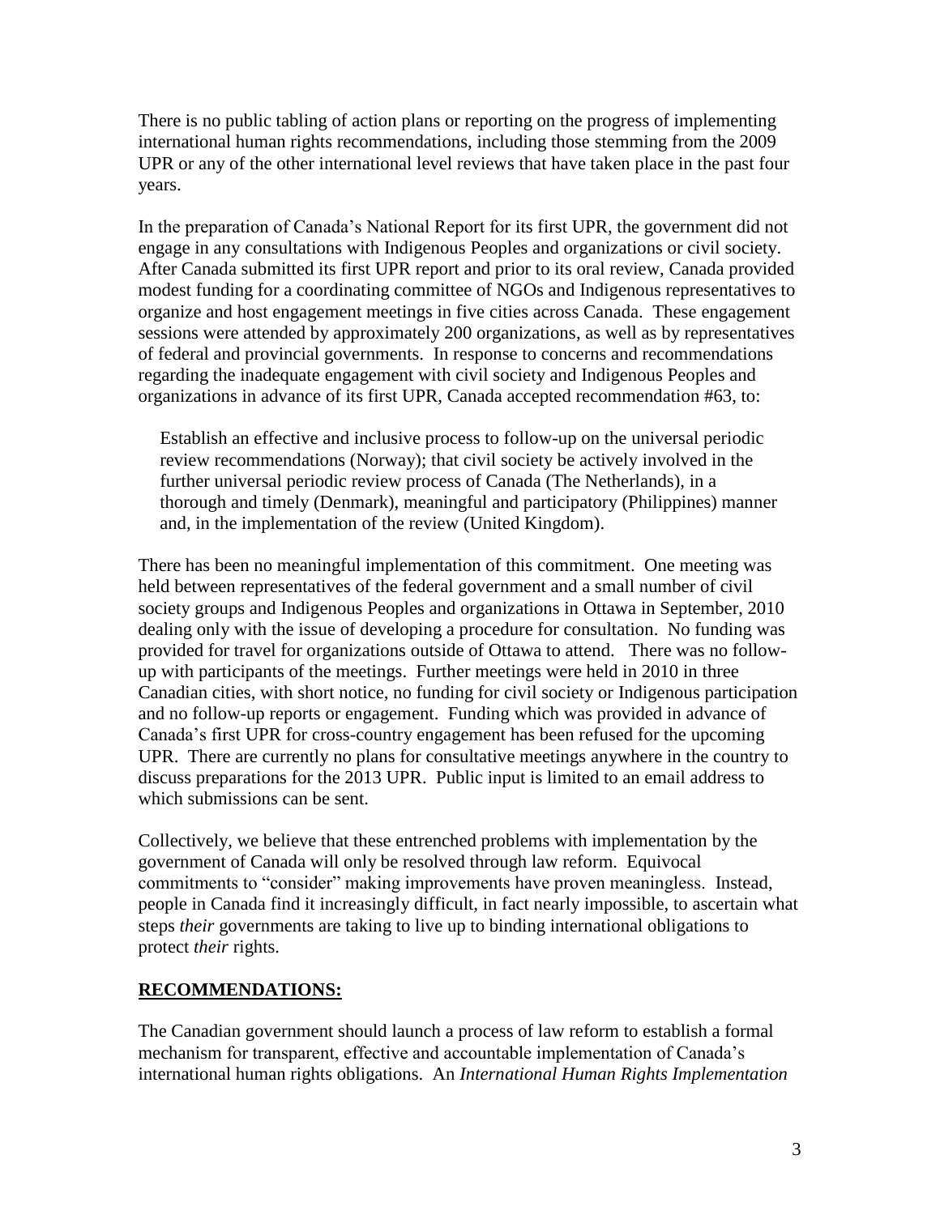There is no public tabling of action plans or reporting on the progress of implementing international human rights recommendations, including those stemming from the 2009 UPR or any of the other international level reviews that have taken place in the past four years.

In the preparation of Canada's National Report for its first UPR, the government did not engage in any consultations with Indigenous Peoples and organizations or civil society. After Canada submitted its first UPR report and prior to its oral review, Canada provided modest funding for a coordinating committee of NGOs and Indigenous representatives to organize and host engagement meetings in five cities across Canada. These engagement sessions were attended by approximately 200 organizations, as well as by representatives of federal and provincial governments. In response to concerns and recommendations regarding the inadequate engagement with civil society and Indigenous Peoples and organizations in advance of its first UPR, Canada accepted recommendation #63, to:

> Establish an effective and inclusive process to follow-up on the universal periodic review recommendations (Norway); that civil society be actively involved in the further universal periodic review process of Canada (The Netherlands), in a thorough and timely (Denmark), meaningful and participatory (Philippines) manner and, in the implementation of the review (United Kingdom).

There has been no meaningful implementation of this commitment. One meeting was held between representatives of the federal government and a small number of civil society groups and Indigenous Peoples and organizations in Ottawa in September, 2010 dealing only with the issue of developing a procedure for consultation. No funding was provided for travel for organizations outside of Ottawa to attend. There was no follow-up with participants of the meetings. Further meetings were held in 2010 in three Canadian cities, with short notice, no funding for civil society or Indigenous participation and no follow-up reports or engagement. Funding which was provided in advance of Canada's first UPR for cross-country engagement has been refused for the upcoming UPR. There are currently no plans for consultative meetings anywhere in the country to discuss preparations for the 2013 UPR. Public input is limited to an email address to which submissions can be sent.

Collectively, we believe that these entrenched problems with implementation by the government of Canada will only be resolved through law reform. Equivocal commitments to "consider" making improvements have proven meaningless. Instead, people in Canada find it increasingly difficult, in fact nearly impossible, to ascertain what steps *their* governments are taking to live up to binding international obligations to protect *their* rights.

## **RECOMMENDATIONS:**

The Canadian government should launch a process of law reform to establish a formal mechanism for transparent, effective and accountable implementation of Canada's international human rights obligations. An *International Human Rights Implementation*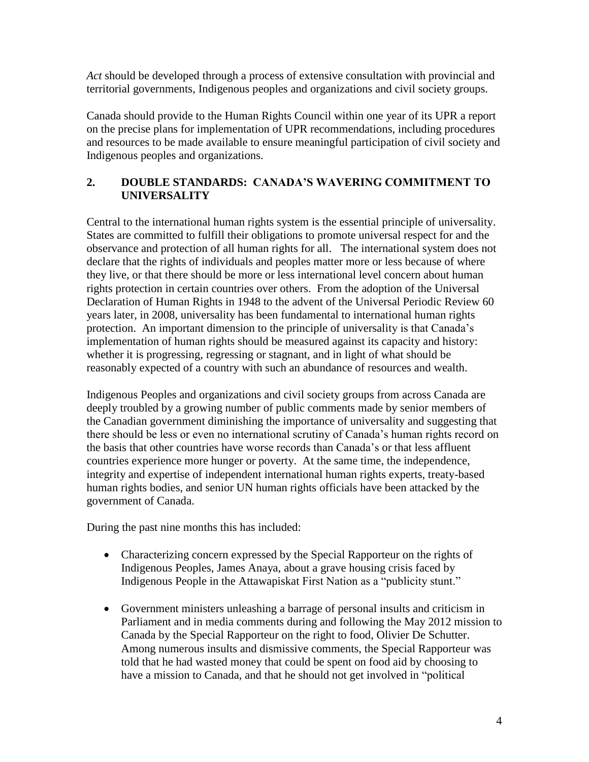*Act* should be developed through a process of extensive consultation with provincial and territorial governments, Indigenous peoples and organizations and civil society groups.

Canada should provide to the Human Rights Council within one year of its UPR a report on the precise plans for implementation of UPR recommendations, including procedures and resources to be made available to ensure meaningful participation of civil society and Indigenous peoples and organizations.

## 2. DOUBLE STANDARDS: CANADA'S WAVERING COMMITMENT TO UNIVERSALITY

Central to the international human rights system is the essential principle of universality. States are committed to fulfill their obligations to promote universal respect for and the observance and protection of all human rights for all. The international system does not declare that the rights of individuals and peoples matter more or less because of where they live, or that there should be more or less international level concern about human rights protection in certain countries over others. From the adoption of the Universal Declaration of Human Rights in 1948 to the advent of the Universal Periodic Review 60 years later, in 2008, universality has been fundamental to international human rights protection. An important dimension to the principle of universality is that Canada's implementation of human rights should be measured against its capacity and history: whether it is progressing, regressing or stagnant, and in light of what should be reasonably expected of a country with such an abundance of resources and wealth.

Indigenous Peoples and organizations and civil society groups from across Canada are deeply troubled by a growing number of public comments made by senior members of the Canadian government diminishing the importance of universality and suggesting that there should be less or even no international scrutiny of Canada's human rights record on the basis that other countries have worse records than Canada's or that less affluent countries experience more hunger or poverty. At the same time, the independence, integrity and expertise of independent international human rights experts, treaty-based human rights bodies, and senior UN human rights officials have been attacked by the government of Canada.

During the past nine months this has included:

- Characterizing concern expressed by the Special Rapporteur on the rights of Indigenous Peoples, James Anaya, about a grave housing crisis faced by Indigenous People in the Attawapiskat First Nation as a "publicity stunt."

- Government ministers unleashing a barrage of personal insults and criticism in Parliament and in media comments during and following the May 2012 mission to Canada by the Special Rapporteur on the right to food, Olivier De Schutter. Among numerous insults and dismissive comments, the Special Rapporteur was told that he had wasted money that could be spent on food aid by choosing to have a mission to Canada, and that he should not get involved in "political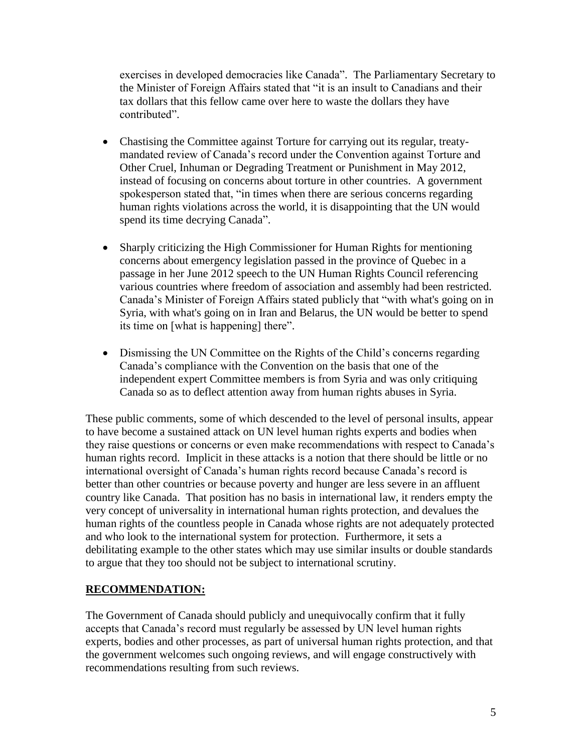exercises in developed democracies like Canada". The Parliamentary Secretary to the Minister of Foreign Affairs stated that "it is an insult to Canadians and their tax dollars that this fellow came over here to waste the dollars they have contributed".

- Chastising the Committee against Torture for carrying out its regular, treaty-mandated review of Canada's record under the Convention against Torture and Other Cruel, Inhuman or Degrading Treatment or Punishment in May 2012, instead of focusing on concerns about torture in other countries. A government spokesperson stated that, "in times when there are serious concerns regarding human rights violations across the world, it is disappointing that the UN would spend its time decrying Canada".

- Sharply criticizing the High Commissioner for Human Rights for mentioning concerns about emergency legislation passed in the province of Quebec in a passage in her June 2012 speech to the UN Human Rights Council referencing various countries where freedom of association and assembly had been restricted. Canada's Minister of Foreign Affairs stated publicly that "with what's going on in Syria, with what's going on in Iran and Belarus, the UN would be better to spend its time on [what is happening] there".

- Dismissing the UN Committee on the Rights of the Child's concerns regarding Canada's compliance with the Convention on the basis that one of the independent expert Committee members is from Syria and was only critiquing Canada so as to deflect attention away from human rights abuses in Syria.

These public comments, some of which descended to the level of personal insults, appear to have become a sustained attack on UN level human rights experts and bodies when they raise questions or concerns or even make recommendations with respect to Canada's human rights record. Implicit in these attacks is a notion that there should be little or no international oversight of Canada's human rights record because Canada's record is better than other countries or because poverty and hunger are less severe in an affluent country like Canada. That position has no basis in international law, it renders empty the very concept of universality in international human rights protection, and devalues the human rights of the countless people in Canada whose rights are not adequately protected and who look to the international system for protection. Furthermore, it sets a debilitating example to the other states which may use similar insults or double standards to argue that they too should not be subject to international scrutiny.

**RECOMMENDATION:**

The Government of Canada should publicly and unequivocally confirm that it fully accepts that Canada's record must regularly be assessed by UN level human rights experts, bodies and other processes, as part of universal human rights protection, and that the government welcomes such ongoing reviews, and will engage constructively with recommendations resulting from such reviews.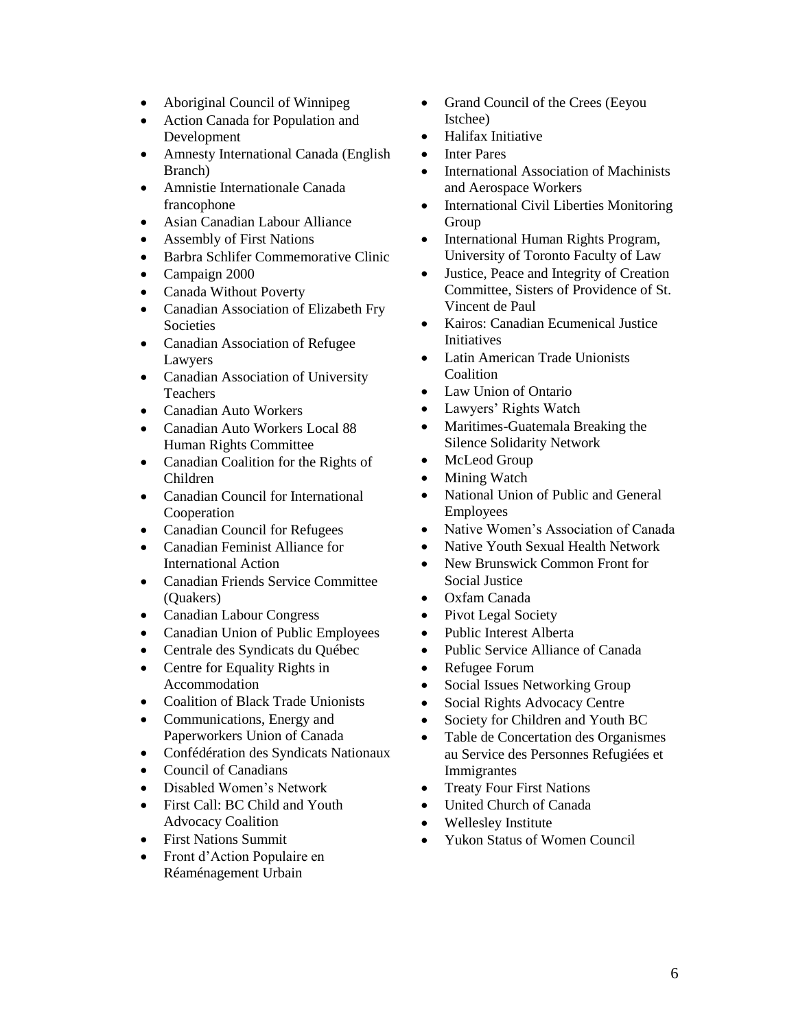- Aboriginal Council of Winnipeg
- Action Canada for Population and Development
- Amnesty International Canada (English Branch)
- Amnistie Internationale Canada francophone
- Asian Canadian Labour Alliance
- Assembly of First Nations
- Barbra Schlifer Commemorative Clinic
- Campaign 2000
- Canada Without Poverty
- Canadian Association of Elizabeth Fry Societies
- Canadian Association of Refugee Lawyers
- Canadian Association of University Teachers
- Canadian Auto Workers
- Canadian Auto Workers Local 88 Human Rights Committee
- Canadian Coalition for the Rights of Children
- Canadian Council for International Cooperation
- Canadian Council for Refugees
- Canadian Feminist Alliance for International Action
- Canadian Friends Service Committee (Quakers)
- Canadian Labour Congress
- Canadian Union of Public Employees
- Centrale des Syndicats du Québec
- Centre for Equality Rights in Accommodation
- Coalition of Black Trade Unionists
- Communications, Energy and Paperworkers Union of Canada
- Confédération des Syndicats Nationaux
- Council of Canadians
- Disabled Women's Network
- First Call: BC Child and Youth Advocacy Coalition
- First Nations Summit
- Front d'Action Populaire en Réaménagement Urbain
- Grand Council of the Crees (Eeyou Istchee)
- Halifax Initiative
- Inter Pares
- International Association of Machinists and Aerospace Workers
- International Civil Liberties Monitoring Group
- International Human Rights Program, University of Toronto Faculty of Law
- Justice, Peace and Integrity of Creation Committee, Sisters of Providence of St. Vincent de Paul
- Kairos: Canadian Ecumenical Justice Initiatives
- Latin American Trade Unionists Coalition
- Law Union of Ontario
- Lawyers' Rights Watch
- Maritimes-Guatemala Breaking the Silence Solidarity Network
- McLeod Group
- Mining Watch
- National Union of Public and General Employees
- Native Women's Association of Canada
- Native Youth Sexual Health Network
- New Brunswick Common Front for Social Justice
- Oxfam Canada
- Pivot Legal Society
- Public Interest Alberta
- Public Service Alliance of Canada
- Refugee Forum
- Social Issues Networking Group
- Social Rights Advocacy Centre
- Society for Children and Youth BC
- Table de Concertation des Organismes au Service des Personnes Refugiées et Immigrantes
- Treaty Four First Nations
- United Church of Canada
- Wellesley Institute
- Yukon Status of Women Council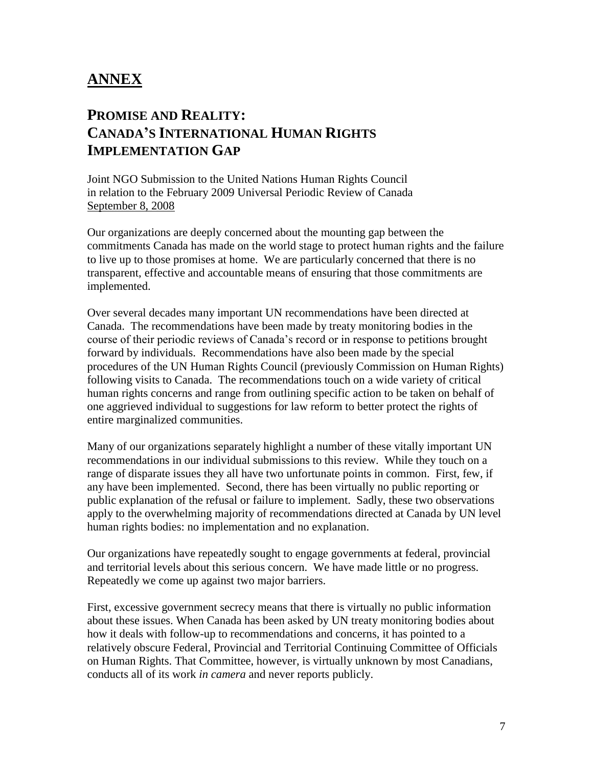# ANNEX

## PROMISE AND REALITY: CANADA'S INTERNATIONAL HUMAN RIGHTS IMPLEMENTATION GAP

Joint NGO Submission to the United Nations Human Rights Council in relation to the February 2009 Universal Periodic Review of Canada
September 8, 2008

Our organizations are deeply concerned about the mounting gap between the commitments Canada has made on the world stage to protect human rights and the failure to live up to those promises at home. We are particularly concerned that there is no transparent, effective and accountable means of ensuring that those commitments are implemented.

Over several decades many important UN recommendations have been directed at Canada. The recommendations have been made by treaty monitoring bodies in the course of their periodic reviews of Canada's record or in response to petitions brought forward by individuals. Recommendations have also been made by the special procedures of the UN Human Rights Council (previously Commission on Human Rights) following visits to Canada. The recommendations touch on a wide variety of critical human rights concerns and range from outlining specific action to be taken on behalf of one aggrieved individual to suggestions for law reform to better protect the rights of entire marginalized communities.

Many of our organizations separately highlight a number of these vitally important UN recommendations in our individual submissions to this review. While they touch on a range of disparate issues they all have two unfortunate points in common. First, few, if any have been implemented. Second, there has been virtually no public reporting or public explanation of the refusal or failure to implement. Sadly, these two observations apply to the overwhelming majority of recommendations directed at Canada by UN level human rights bodies: no implementation and no explanation.

Our organizations have repeatedly sought to engage governments at federal, provincial and territorial levels about this serious concern. We have made little or no progress. Repeatedly we come up against two major barriers.

First, excessive government secrecy means that there is virtually no public information about these issues. When Canada has been asked by UN treaty monitoring bodies about how it deals with follow-up to recommendations and concerns, it has pointed to a relatively obscure Federal, Provincial and Territorial Continuing Committee of Officials on Human Rights. That Committee, however, is virtually unknown by most Canadians, conducts all of its work *in camera* and never reports publicly.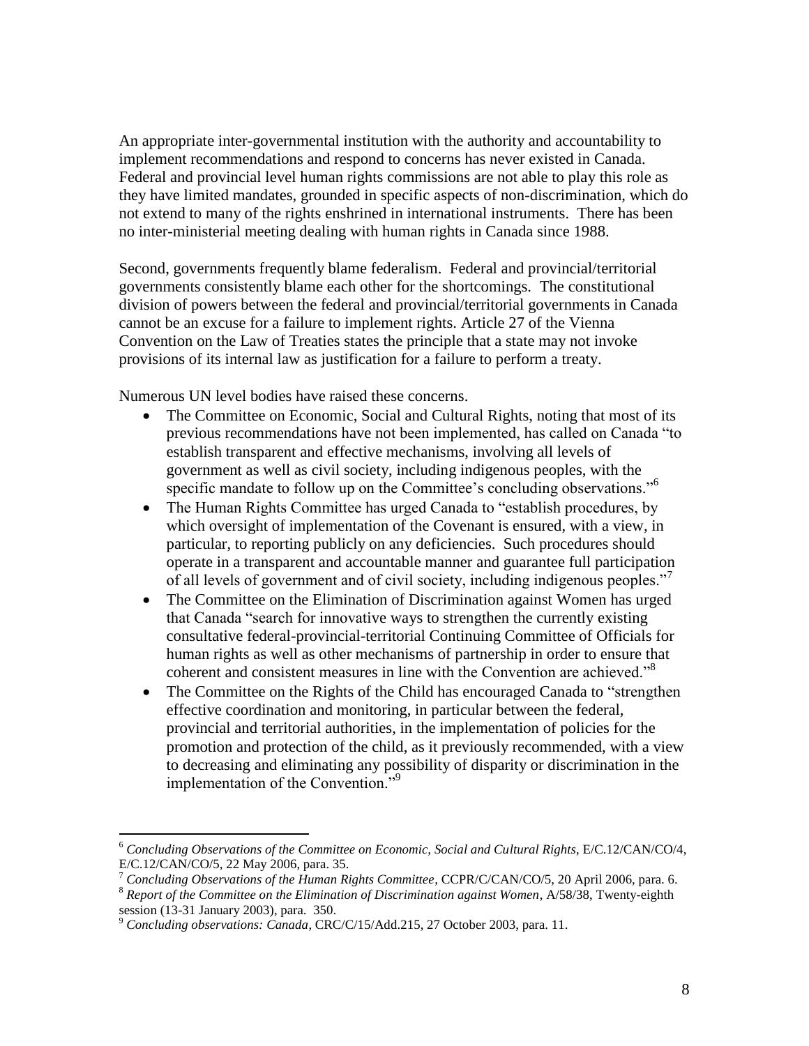An appropriate inter-governmental institution with the authority and accountability to implement recommendations and respond to concerns has never existed in Canada. Federal and provincial level human rights commissions are not able to play this role as they have limited mandates, grounded in specific aspects of non-discrimination, which do not extend to many of the rights enshrined in international instruments. There has been no inter-ministerial meeting dealing with human rights in Canada since 1988.

Second, governments frequently blame federalism. Federal and provincial/territorial governments consistently blame each other for the shortcomings. The constitutional division of powers between the federal and provincial/territorial governments in Canada cannot be an excuse for a failure to implement rights. Article 27 of the Vienna Convention on the Law of Treaties states the principle that a state may not invoke provisions of its internal law as justification for a failure to perform a treaty.

Numerous UN level bodies have raised these concerns.

- The Committee on Economic, Social and Cultural Rights, noting that most of its previous recommendations have not been implemented, has called on Canada "to establish transparent and effective mechanisms, involving all levels of government as well as civil society, including indigenous peoples, with the specific mandate to follow up on the Committee's concluding observations."[6]
- The Human Rights Committee has urged Canada to "establish procedures, by which oversight of implementation of the Covenant is ensured, with a view, in particular, to reporting publicly on any deficiencies. Such procedures should operate in a transparent and accountable manner and guarantee full participation of all levels of government and of civil society, including indigenous peoples."[7]
- The Committee on the Elimination of Discrimination against Women has urged that Canada "search for innovative ways to strengthen the currently existing consultative federal-provincial-territorial Continuing Committee of Officials for human rights as well as other mechanisms of partnership in order to ensure that coherent and consistent measures in line with the Convention are achieved."[8]
- The Committee on the Rights of the Child has encouraged Canada to "strengthen effective coordination and monitoring, in particular between the federal, provincial and territorial authorities, in the implementation of policies for the promotion and protection of the child, as it previously recommended, with a view to decreasing and eliminating any possibility of disparity or discrimination in the implementation of the Convention."[9]

---

[6] *Concluding Observations of the Committee on Economic, Social and Cultural Rights*, E/C.12/CAN/CO/4, E/C.12/CAN/CO/5, 22 May 2006, para. 35.

[7] *Concluding Observations of the Human Rights Committee*, CCPR/C/CAN/CO/5, 20 April 2006, para. 6.

[8] *Report of the Committee on the Elimination of Discrimination against Women*, A/58/38, Twenty-eighth session (13-31 January 2003), para. 350.

[9] *Concluding observations: Canada*, CRC/C/15/Add.215, 27 October 2003, para. 11.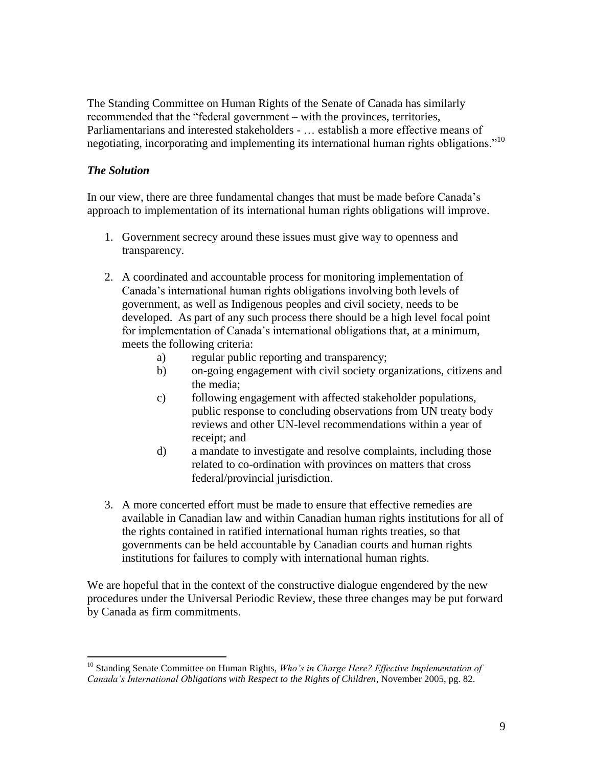The Standing Committee on Human Rights of the Senate of Canada has similarly recommended that the "federal government – with the provinces, territories, Parliamentarians and interested stakeholders - … establish a more effective means of negotiating, incorporating and implementing its international human rights obligations."[10]

### *The Solution*

In our view, there are three fundamental changes that must be made before Canada's approach to implementation of its international human rights obligations will improve.

1. Government secrecy around these issues must give way to openness and transparency.

2. A coordinated and accountable process for monitoring implementation of Canada's international human rights obligations involving both levels of government, as well as Indigenous peoples and civil society, needs to be developed. As part of any such process there should be a high level focal point for implementation of Canada's international obligations that, at a minimum, meets the following criteria:
   a) regular public reporting and transparency;
   b) on-going engagement with civil society organizations, citizens and the media;
   c) following engagement with affected stakeholder populations, public response to concluding observations from UN treaty body reviews and other UN-level recommendations within a year of receipt; and
   d) a mandate to investigate and resolve complaints, including those related to co-ordination with provinces on matters that cross federal/provincial jurisdiction.

3. A more concerted effort must be made to ensure that effective remedies are available in Canadian law and within Canadian human rights institutions for all of the rights contained in ratified international human rights treaties, so that governments can be held accountable by Canadian courts and human rights institutions for failures to comply with international human rights.

We are hopeful that in the context of the constructive dialogue engendered by the new procedures under the Universal Periodic Review, these three changes may be put forward by Canada as firm commitments.

---

[10] Standing Senate Committee on Human Rights, *Who's in Charge Here? Effective Implementation of Canada's International Obligations with Respect to the Rights of Children*, November 2005, pg. 82.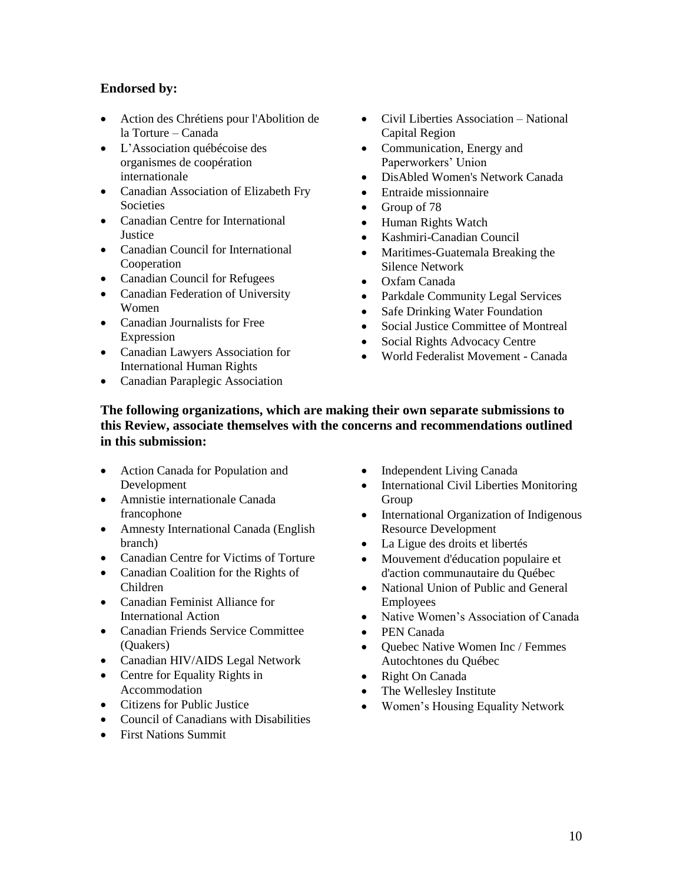**Endorsed by:**

- Action des Chrétiens pour l'Abolition de la Torture – Canada
- L'Association québécoise des organismes de coopération internationale
- Canadian Association of Elizabeth Fry Societies
- Canadian Centre for International Justice
- Canadian Council for International Cooperation
- Canadian Council for Refugees
- Canadian Federation of University Women
- Canadian Journalists for Free Expression
- Canadian Lawyers Association for International Human Rights
- Canadian Paraplegic Association
- Civil Liberties Association – National Capital Region
- Communication, Energy and Paperworkers' Union
- DisAbled Women's Network Canada
- Entraide missionnaire
- Group of 78
- Human Rights Watch
- Kashmiri-Canadian Council
- Maritimes-Guatemala Breaking the Silence Network
- Oxfam Canada
- Parkdale Community Legal Services
- Safe Drinking Water Foundation
- Social Justice Committee of Montreal
- Social Rights Advocacy Centre
- World Federalist Movement - Canada

**The following organizations, which are making their own separate submissions to this Review, associate themselves with the concerns and recommendations outlined in this submission:**

- Action Canada for Population and Development
- Amnistie internationale Canada francophone
- Amnesty International Canada (English branch)
- Canadian Centre for Victims of Torture
- Canadian Coalition for the Rights of Children
- Canadian Feminist Alliance for International Action
- Canadian Friends Service Committee (Quakers)
- Canadian HIV/AIDS Legal Network
- Centre for Equality Rights in Accommodation
- Citizens for Public Justice
- Council of Canadians with Disabilities
- First Nations Summit
- Independent Living Canada
- International Civil Liberties Monitoring Group
- International Organization of Indigenous Resource Development
- La Ligue des droits et libertés
- Mouvement d'éducation populaire et d'action communautaire du Québec
- National Union of Public and General Employees
- Native Women's Association of Canada
- PEN Canada
- Quebec Native Women Inc / Femmes Autochtones du Québec
- Right On Canada
- The Wellesley Institute
- Women's Housing Equality Network